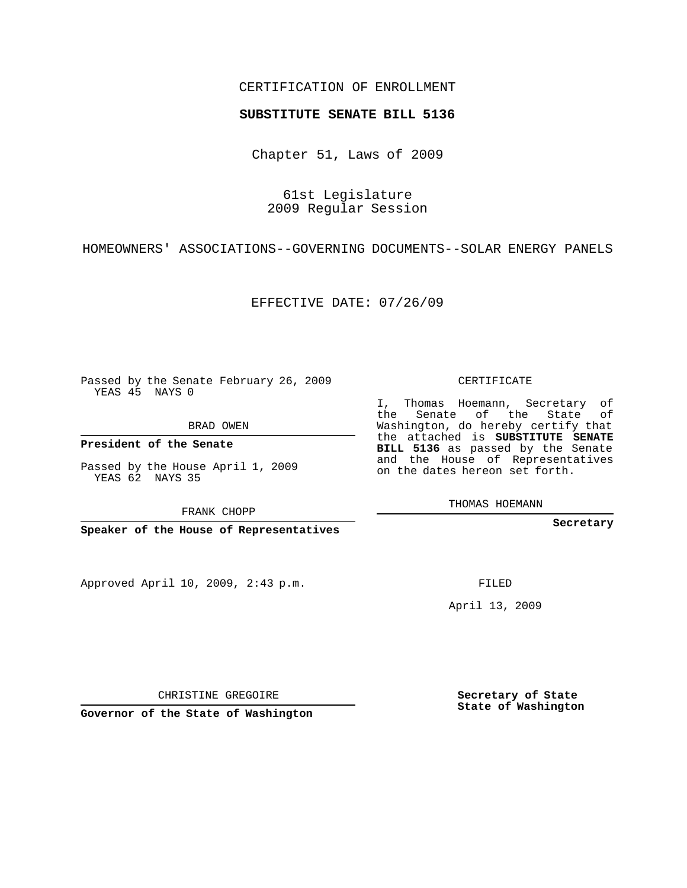CERTIFICATION OF ENROLLMENT

**SUBSTITUTE SENATE BILL 5136**

Chapter 51, Laws of 2009

61st Legislature
2009 Regular Session

HOMEOWNERS' ASSOCIATIONS--GOVERNING DOCUMENTS--SOLAR ENERGY PANELS

EFFECTIVE DATE: 07/26/09

Passed by the Senate February 26, 2009
YEAS 45 NAYS 0

BRAD OWEN

**President of the Senate**

Passed by the House April 1, 2009
YEAS 62 NAYS 35

FRANK CHOPP

**Speaker of the House of Representatives**

Approved April 10, 2009, 2:43 p.m.

CHRISTINE GREGOIRE

**Governor of the State of Washington**

CERTIFICATE

I, Thomas Hoemann, Secretary of the Senate of the State of Washington, do hereby certify that the attached is **SUBSTITUTE SENATE BILL 5136** as passed by the Senate and the House of Representatives on the dates hereon set forth.

THOMAS HOEMANN

**Secretary**

FILED

April 13, 2009

**Secretary of State**
**State of Washington**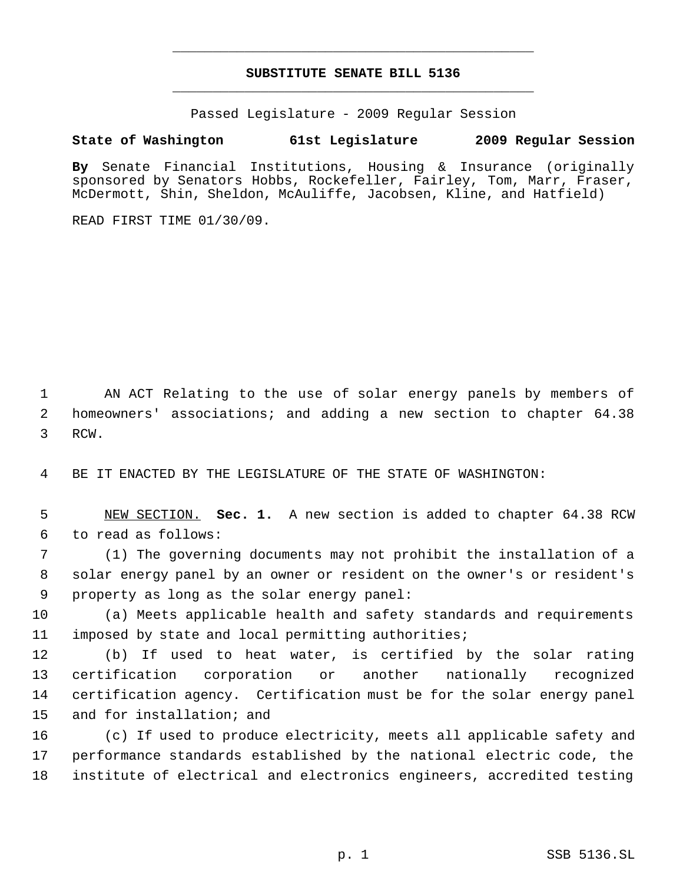# SUBSTITUTE SENATE BILL 5136

Passed Legislature - 2009 Regular Session

**State of Washington 61st Legislature 2009 Regular Session**

**By** Senate Financial Institutions, Housing & Insurance (originally sponsored by Senators Hobbs, Rockefeller, Fairley, Tom, Marr, Fraser, McDermott, Shin, Sheldon, McAuliffe, Jacobsen, Kline, and Hatfield)

READ FIRST TIME 01/30/09.

AN ACT Relating to the use of solar energy panels by members of homeowners' associations; and adding a new section to chapter 64.38 RCW.

BE IT ENACTED BY THE LEGISLATURE OF THE STATE OF WASHINGTON:

NEW SECTION. **Sec. 1.** A new section is added to chapter 64.38 RCW to read as follows:

(1) The governing documents may not prohibit the installation of a solar energy panel by an owner or resident on the owner's or resident's property as long as the solar energy panel:

(a) Meets applicable health and safety standards and requirements imposed by state and local permitting authorities;

(b) If used to heat water, is certified by the solar rating certification corporation or another nationally recognized certification agency. Certification must be for the solar energy panel and for installation; and

(c) If used to produce electricity, meets all applicable safety and performance standards established by the national electric code, the institute of electrical and electronics engineers, accredited testing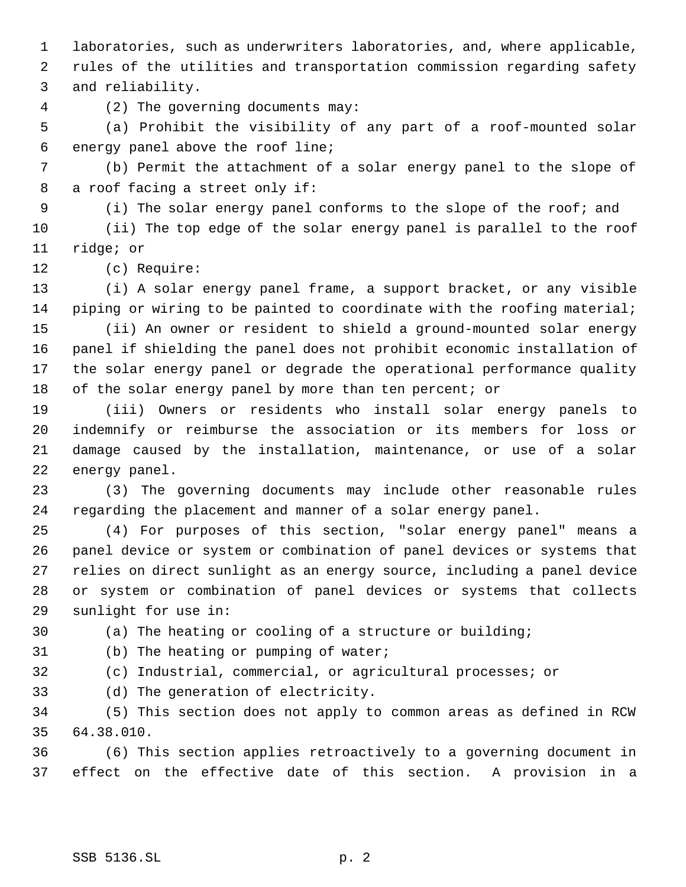laboratories, such as underwriters laboratories, and, where applicable, rules of the utilities and transportation commission regarding safety and reliability.

(2) The governing documents may:

(a) Prohibit the visibility of any part of a roof-mounted solar energy panel above the roof line;

(b) Permit the attachment of a solar energy panel to the slope of a roof facing a street only if:

(i) The solar energy panel conforms to the slope of the roof; and

(ii) The top edge of the solar energy panel is parallel to the roof ridge; or

(c) Require:

(i) A solar energy panel frame, a support bracket, or any visible piping or wiring to be painted to coordinate with the roofing material;

(ii) An owner or resident to shield a ground-mounted solar energy panel if shielding the panel does not prohibit economic installation of the solar energy panel or degrade the operational performance quality of the solar energy panel by more than ten percent; or

(iii) Owners or residents who install solar energy panels to indemnify or reimburse the association or its members for loss or damage caused by the installation, maintenance, or use of a solar energy panel.

(3) The governing documents may include other reasonable rules regarding the placement and manner of a solar energy panel.

(4) For purposes of this section, "solar energy panel" means a panel device or system or combination of panel devices or systems that relies on direct sunlight as an energy source, including a panel device or system or combination of panel devices or systems that collects sunlight for use in:

(a) The heating or cooling of a structure or building;

(b) The heating or pumping of water;

(c) Industrial, commercial, or agricultural processes; or

(d) The generation of electricity.

(5) This section does not apply to common areas as defined in RCW 64.38.010.

(6) This section applies retroactively to a governing document in effect on the effective date of this section. A provision in a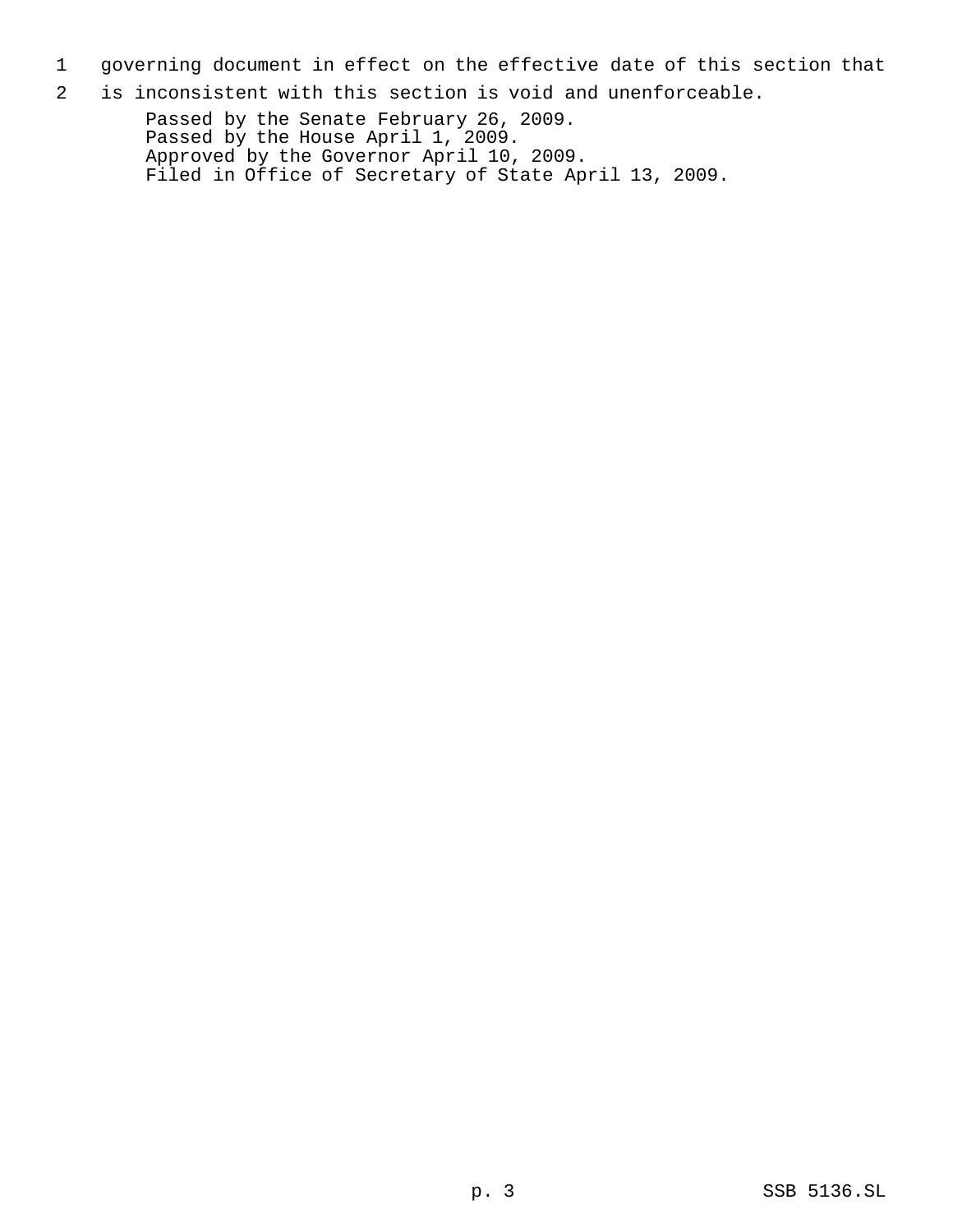governing document in effect on the effective date of this section that is inconsistent with this section is void and unenforceable.

Passed by the Senate February 26, 2009.
Passed by the House April 1, 2009.
Approved by the Governor April 10, 2009.
Filed in Office of Secretary of State April 13, 2009.